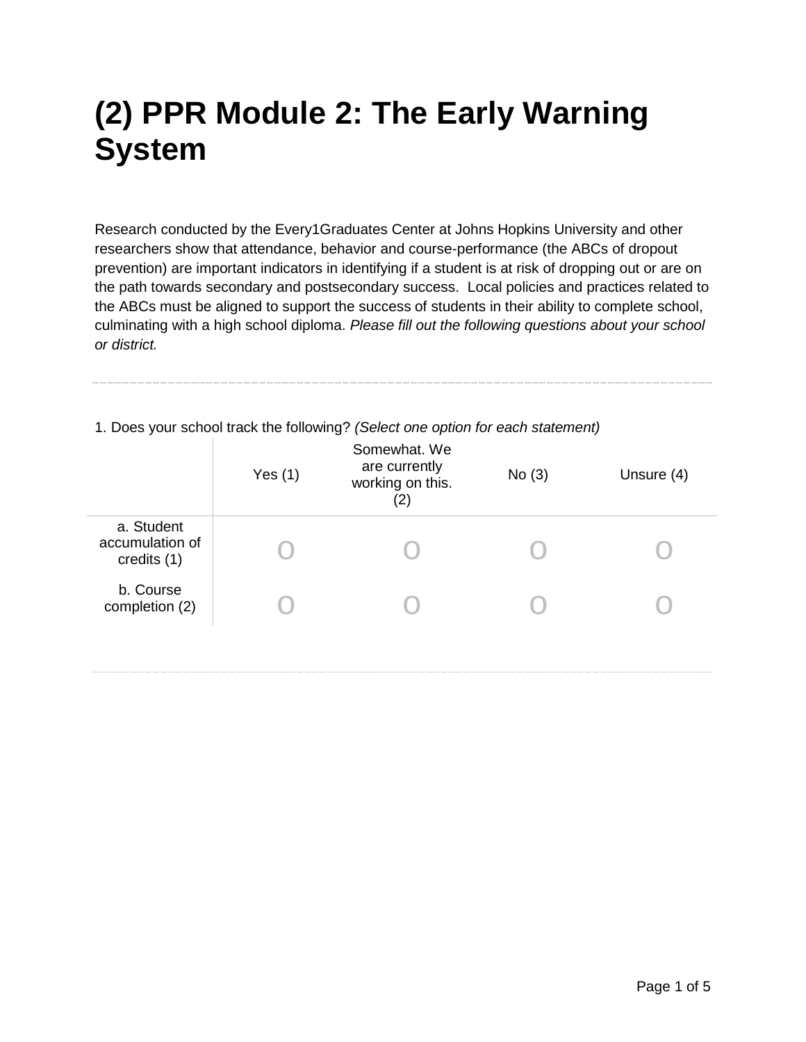# (2) PPR Module 2: The Early Warning System

Research conducted by the Every1Graduates Center at Johns Hopkins University and other researchers show that attendance, behavior and course-performance (the ABCs of dropout prevention) are important indicators in identifying if a student is at risk of dropping out or are on the path towards secondary and postsecondary success. Local policies and practices related to the ABCs must be aligned to support the success of students in their ability to complete school, culminating with a high school diploma. *Please fill out the following questions about your school or district.*

---

1. Does your school track the following? *(Select one option for each statement)*

| | Yes (1) | Somewhat. We are currently working on this. (2) | No (3) | Unsure (4) |
|---|---|---|---|---|
| a. Student accumulation of credits (1) | o | o | o | o |
| b. Course completion (2) | o | o | o | o |

---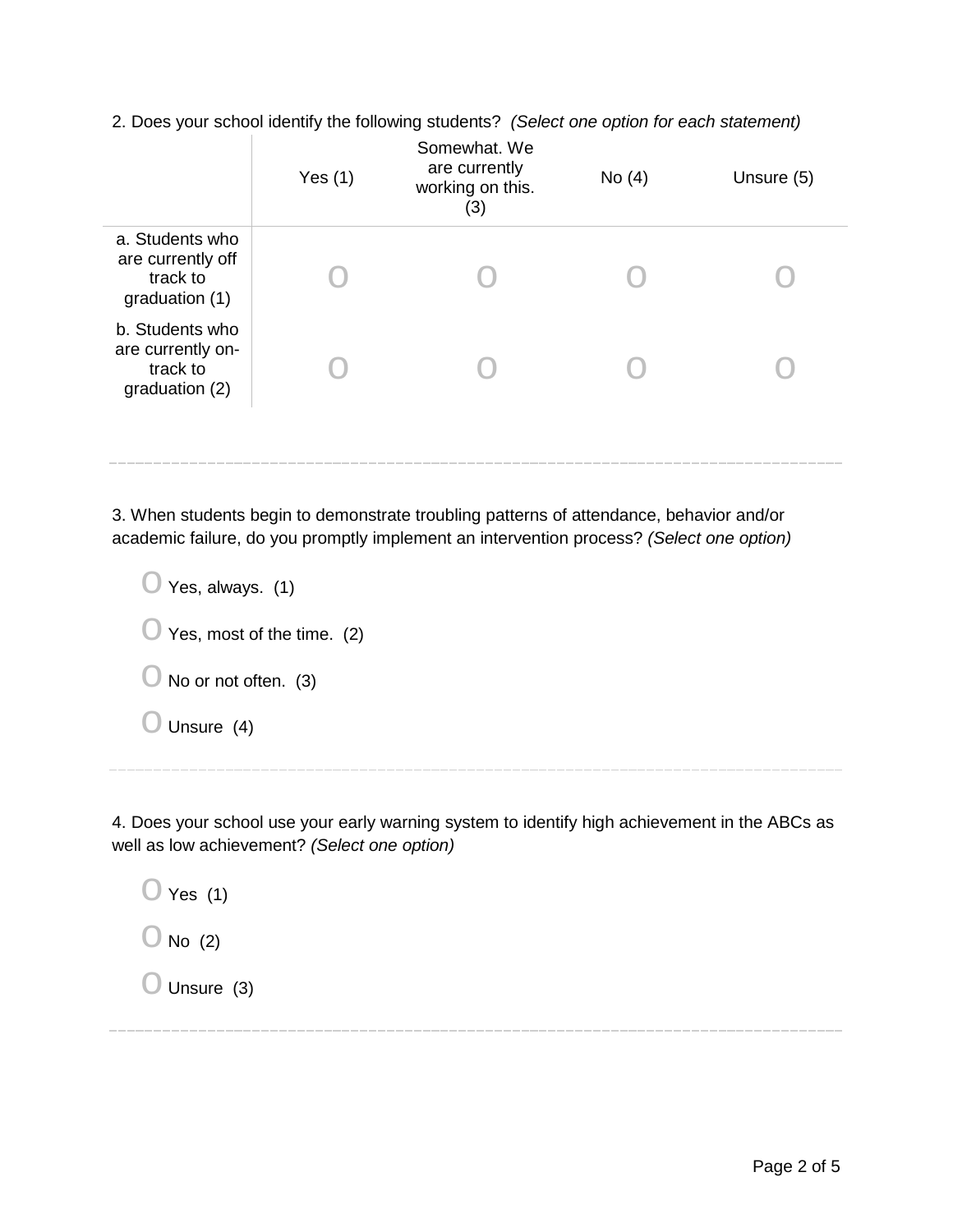2. Does your school identify the following students? *(Select one option for each statement)*

| | Yes (1) | Somewhat. We are currently working on this. (3) | No (4) | Unsure (5) |
|---|---|---|---|---|
| a. Students who are currently off track to graduation (1) | O | O | O | O |
| b. Students who are currently on-track to graduation (2) | O | O | O | O |

---

3. When students begin to demonstrate troubling patterns of attendance, behavior and/or academic failure, do you promptly implement an intervention process? *(Select one option)*

O Yes, always. (1)

O Yes, most of the time. (2)

O No or not often. (3)

O Unsure (4)

---

4. Does your school use your early warning system to identify high achievement in the ABCs as well as low achievement? *(Select one option)*

O Yes (1)

O No (2)

O Unsure (3)

---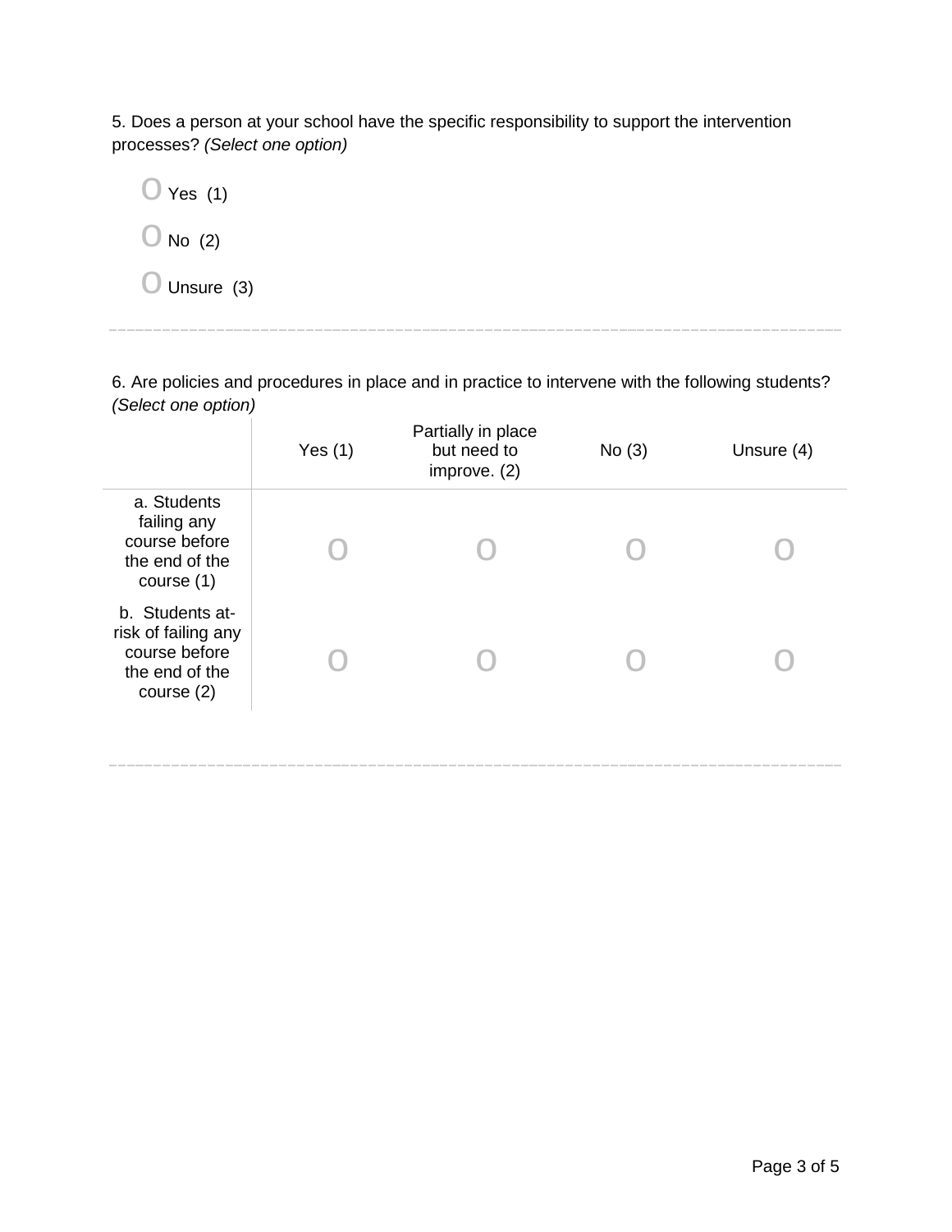5. Does a person at your school have the specific responsibility to support the intervention processes? *(Select one option)*

O Yes (1)

O No (2)

O Unsure (3)

---

6. Are policies and procedures in place and in practice to intervene with the following students? *(Select one option)*

| | Yes (1) | Partially in place but need to improve. (2) | No (3) | Unsure (4) |
|---|---|---|---|---|
| a. Students failing any course before the end of the course (1) | O | O | O | O |
| b. Students at-risk of failing any course before the end of the course (2) | O | O | O | O |

---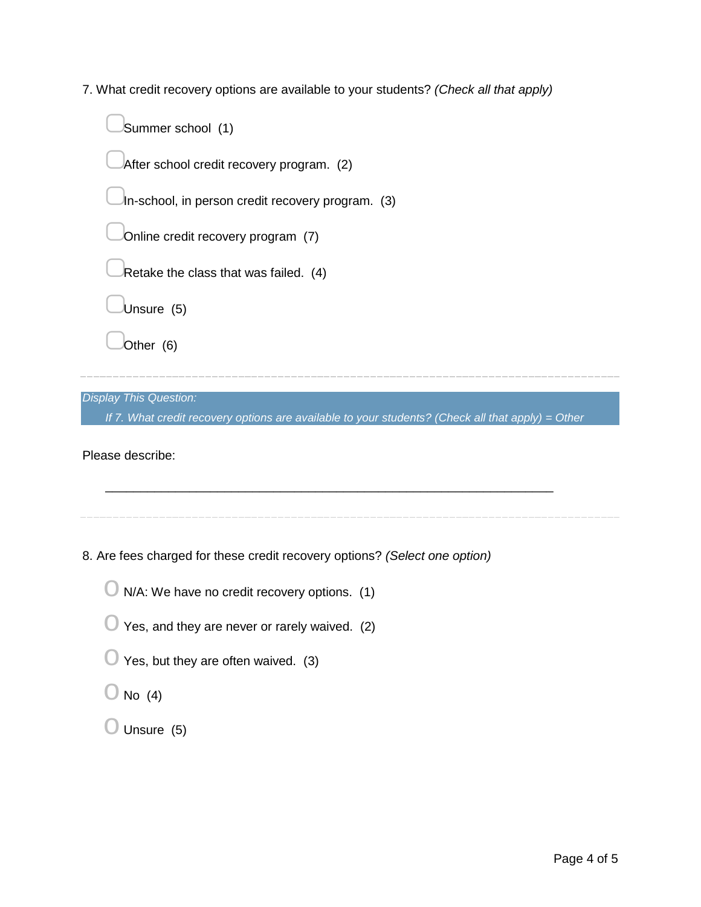7. What credit recovery options are available to your students? *(Check all that apply)*

- ▢ Summer school (1)
- ▢ After school credit recovery program. (2)
- ▢ In-school, in person credit recovery program. (3)
- ▢ Online credit recovery program (7)
- ▢ Retake the class that was failed. (4)
- ▢ Unsure (5)
- ▢ Other (6)

---

*Display This Question:*

*If 7. What credit recovery options are available to your students? (Check all that apply) = Other*

Please describe:

________________________________________________________________

---

8. Are fees charged for these credit recovery options? *(Select one option)*

- ○ N/A: We have no credit recovery options. (1)
- ○ Yes, and they are never or rarely waived. (2)
- ○ Yes, but they are often waived. (3)
- ○ No (4)
- ○ Unsure (5)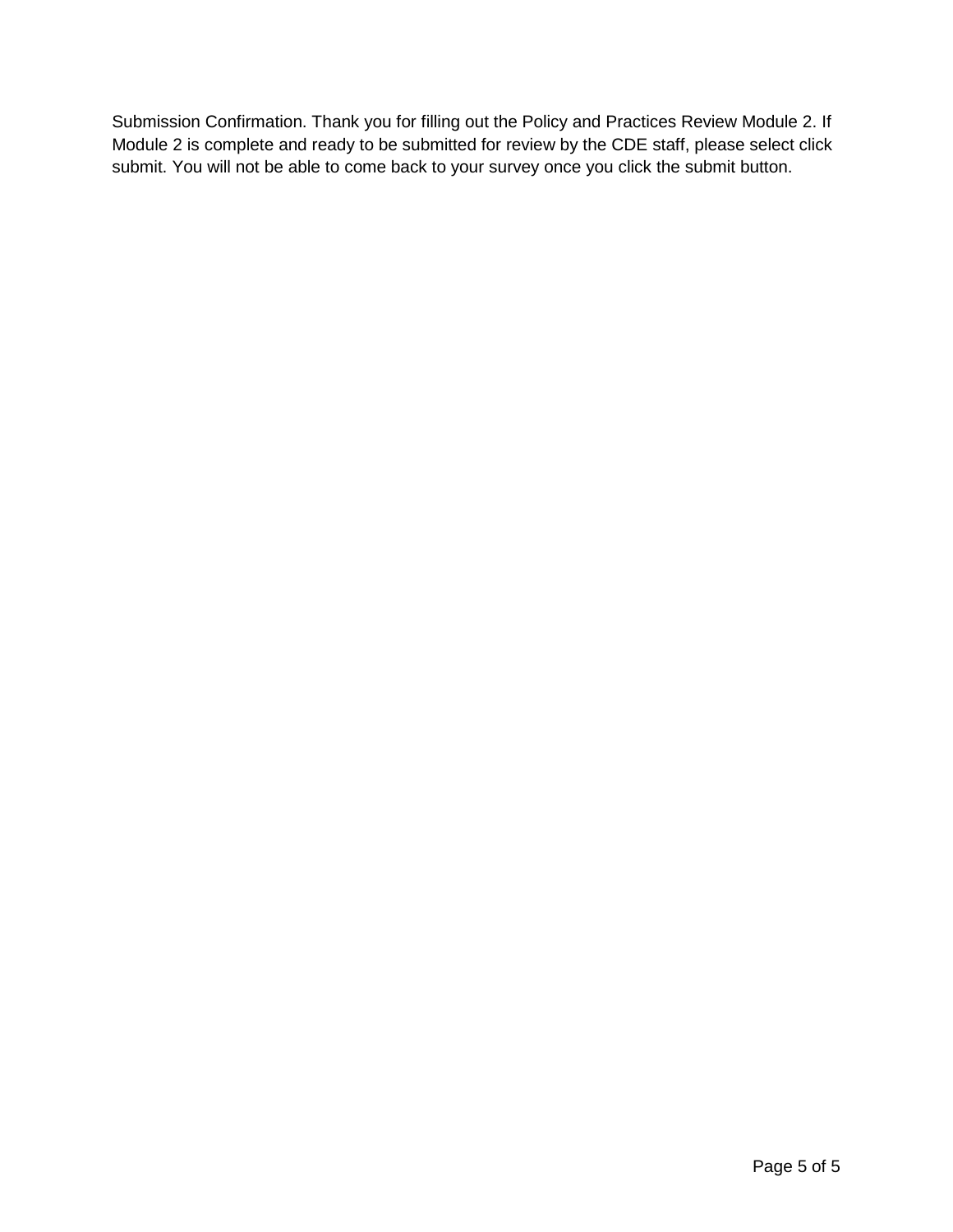Submission Confirmation. Thank you for filling out the Policy and Practices Review Module 2. If Module 2 is complete and ready to be submitted for review by the CDE staff, please select click submit. You will not be able to come back to your survey once you click the submit button.